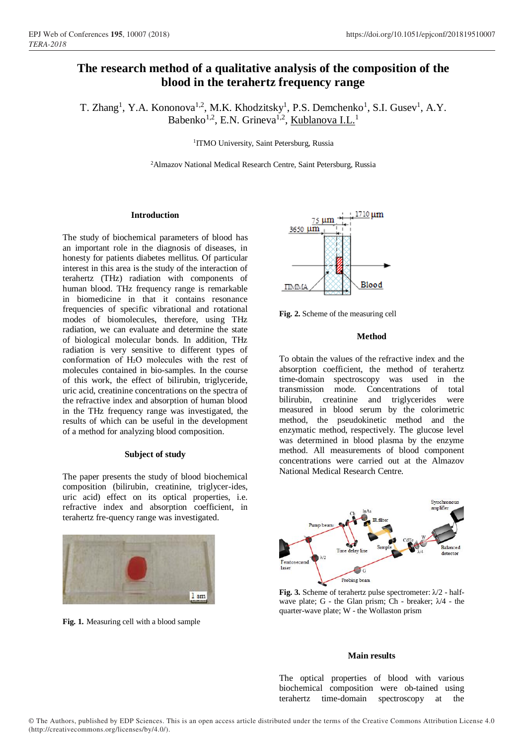# The research method of a qualitative analysis of the composition of the blood in the terahertz frequency range

T. Zhang[1], Y.A. Kononova[1,2], M.K. Khodzitsky[1], P.S. Demchenko[1], S.I. Gusev[1], A.Y. Babenko[1,2], E.N. Grineva[1,2], Kublanova I.L.[1]

[1]ITMO University, Saint Petersburg, Russia

[2]Almazov National Medical Research Centre, Saint Petersburg, Russia

## Introduction

The study of biochemical parameters of blood has an important role in the diagnosis of diseases, in honesty for patients diabetes mellitus. Of particular interest in this area is the study of the interaction of terahertz (THz) radiation with components of human blood. THz frequency range is remarkable in biomedicine in that it contains resonance frequencies of specific vibrational and rotational modes of biomolecules, therefore, using THz radiation, we can evaluate and determine the state of biological molecular bonds. In addition, THz radiation is very sensitive to different types of conformation of $H_2O$ molecules with the rest of molecules contained in bio-samples. In the course of this work, the effect of bilirubin, triglyceride, uric acid, creatinine concentrations on the spectra of the refractive index and absorption of human blood in the THz frequency range was investigated, the results of which can be useful in the development of a method for analyzing blood composition.

## Subject of study

The paper presents the study of blood biochemical composition (bilirubin, creatinine, triglycer-ides, uric acid) effect on its optical properties, i.e. refractive index and absorption coefficient, in terahertz fre-quency range was investigated.

**Fig. 1.** Measuring cell with a blood sample

**Fig. 2.** Scheme of the measuring cell

## Method

To obtain the values of the refractive index and the absorption coefficient, the method of terahertz time-domain spectroscopy was used in the transmission mode. Concentrations of total bilirubin, creatinine and triglycerides were measured in blood serum by the colorimetric method, the pseudokinetic method and the enzymatic method, respectively. The glucose level was determined in blood plasma by the enzyme method. All measurements of blood component concentrations were carried out at the Almazov National Medical Research Centre.

**Fig. 3.** Scheme of terahertz pulse spectrometer: λ/2 - half-wave plate; G - the Glan prism; Ch - breaker; λ/4 - the quarter-wave plate; W - the Wollaston prism

## Main results

The optical properties of blood with various biochemical composition were ob-tained using terahertz time-domain spectroscopy at the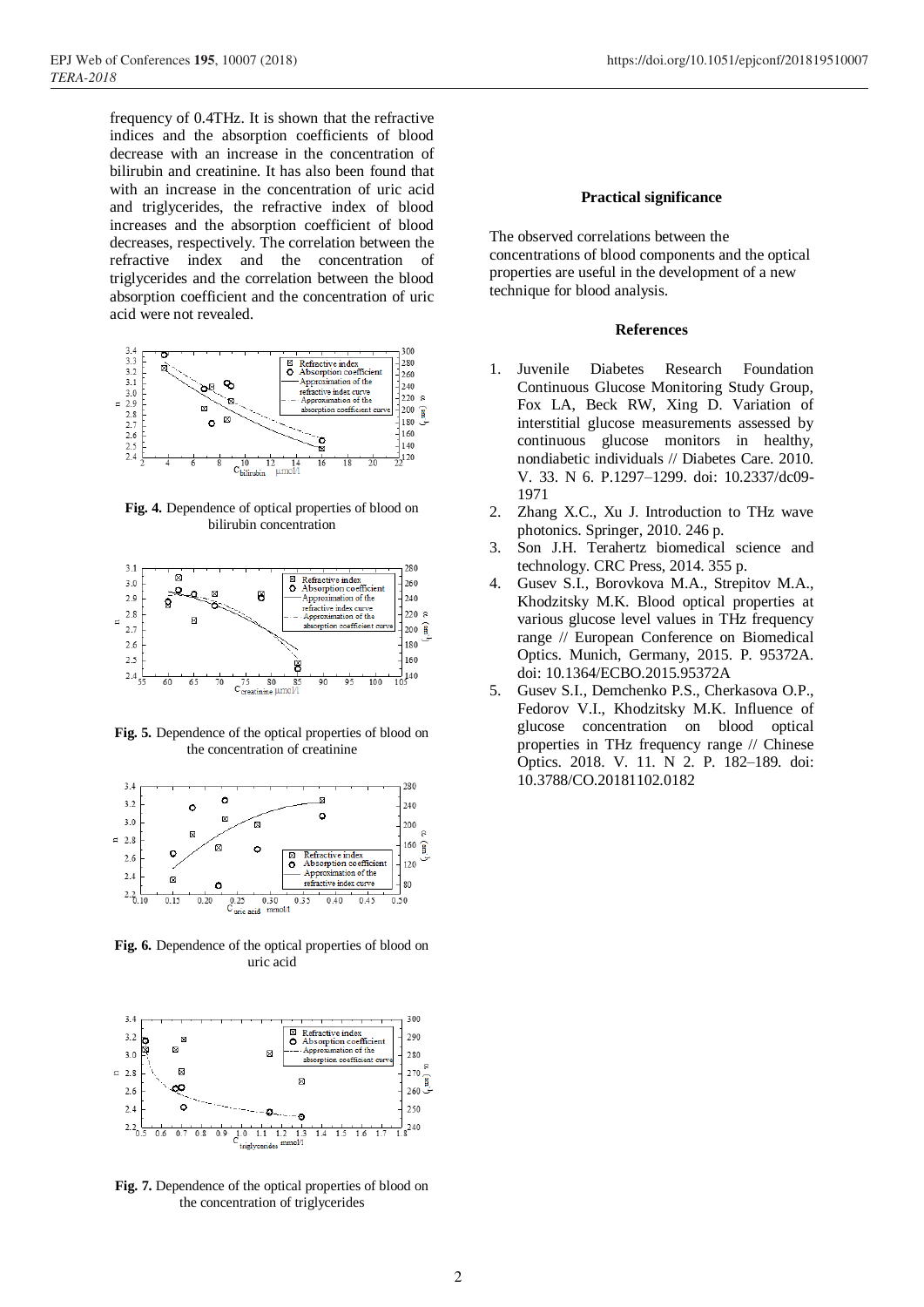frequency of 0.4THz. It is shown that the refractive indices and the absorption coefficients of blood decrease with an increase in the concentration of bilirubin and creatinine. It has also been found that with an increase in the concentration of uric acid and triglycerides, the refractive index of blood increases and the absorption coefficient of blood decreases, respectively. The correlation between the refractive index and the concentration of triglycerides and the correlation between the blood absorption coefficient and the concentration of uric acid were not revealed.

3.4
3.3
3.2
3.1
3.0
2.9
2.8
2.7
2.6
2.5
2.4
n
2 4 6 8 10 12 14 16 18 20 22
$C_{bilirubin}$ μmol/l
300
280
260
240
220
200
180
160
140
120
α (cm$^{-1}$)
Refractive index
Absorption coefficient
Approximation of the refractive index curve
Approximation of the absorption coefficient curve

**Fig. 4.** Dependence of optical properties of blood on bilirubin concentration

3.1
3.0
2.9
2.8
2.7
2.6
2.5
2.4
n
55 60 65 70 75 80 85 90 95 100 105
$C_{creatinine}$ μmol/l
280
260
240
220
200
180
160
140
α (cm$^{-1}$)
Refractive index
Absorption coefficient
Approximation of the refractive index curve
Approximation of the absorption coefficient curve

**Fig. 5.** Dependence of the optical properties of blood on the concentration of creatinine

3.4
3.2
3.0
2.8
2.6
2.4
2.2
n
0.10 0.15 0.20 0.25 0.30 0.35 0.40 0.45 0.50
$C_{uric\ acid}$ mmol/l
280
240
200
160
120
80
α (cm$^{-1}$)
Refractive index
Absorption coefficient
Approximation of the refractive index curve

**Fig. 6.** Dependence of the optical properties of blood on uric acid

3.4
3.2
3.0
2.8
2.6
2.4
2.2
n
0.5 0.6 0.7 0.8 0.9 1.0 1.1 1.2 1.3 1.4 1.5 1.6 1.7 1.8
$C_{triglycerides}$ mmol/l
300
290
280
270
260
250
240
α (cm$^{-1}$)
Refractive index
Absorption coefficient
Approximation of the absorption coefficient curve

**Fig. 7.** Dependence of the optical properties of blood on the concentration of triglycerides

### Practical significance

The observed correlations between the concentrations of blood components and the optical properties are useful in the development of a new technique for blood analysis.

### References

1. Juvenile Diabetes Research Foundation Continuous Glucose Monitoring Study Group, Fox LA, Beck RW, Xing D. Variation of interstitial glucose measurements assessed by continuous glucose monitors in healthy, nondiabetic individuals // Diabetes Care. 2010. V. 33. N 6. P.1297–1299. doi: 10.2337/dc09-1971
2. Zhang X.C., Xu J. Introduction to THz wave photonics. Springer, 2010. 246 p.
3. Son J.H. Terahertz biomedical science and technology. CRC Press, 2014. 355 p.
4. Gusev S.I., Borovkova M.A., Strepitov M.A., Khodzitsky M.K. Blood optical properties at various glucose level values in THz frequency range // European Conference on Biomedical Optics. Munich, Germany, 2015. P. 95372A. doi: 10.1364/ECBO.2015.95372A
5. Gusev S.I., Demchenko P.S., Cherkasova O.P., Fedorov V.I., Khodzitsky M.K. Influence of glucose concentration on blood optical properties in THz frequency range // Chinese Optics. 2018. V. 11. N 2. P. 182–189. doi: 10.3788/CO.20181102.0182